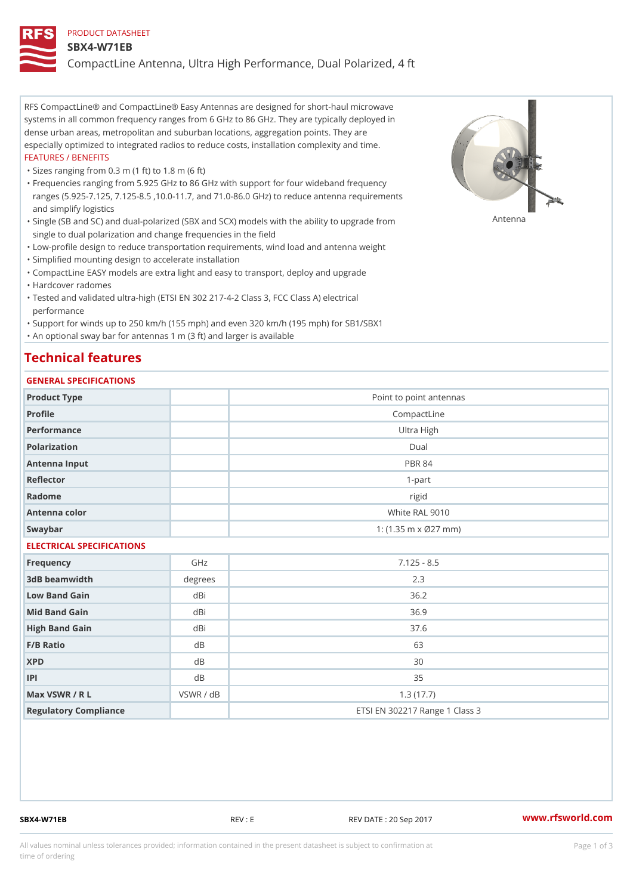PRODUCT DATASHEET

# SBX4-W71EB

CompactLine Antenna, Ultra High Performance, Dual Polarized, 4 ft

RFS CompactLine® and CompactLine® Easy Antennas are designed for short-haul microwave systems in all common frequency ranges from 6 GHz to 86 GHz. They are typically deployed in dense urban areas, metropolitan and suburban locations, aggregation points. They are especially optimized to integrated radios to reduce costs, installation complexity and time.

FEATURES / BENEFITS

- Sizes ranging from 0.3 m (1 ft) to 1.8 m (6 ft)
- Frequencies ranging from 5.925 GHz to 86 GHz with support for four wideband frequency ranges (5.925-7.125, 7.125-8.5 ,10.0-11.7, and 71.0-86.0 GHz) to reduce antenna requirements and simplify logistics
- Single (SB and SC) and dual-polarized (SBX and SCX) models with the ability to upgrade from single to dual polarization and change frequencies in the field
- Low-profile design to reduce transportation requirements, wind load and antenna weight
- Simplified mounting design to accelerate installation
- CompactLine EASY models are extra light and easy to transport, deploy and upgrade
- Hardcover radomes
- Tested and validated ultra-high (ETSI EN 302 217-4-2 Class 3, FCC Class A) electrical performance
- Support for winds up to 250 km/h (155 mph) and even 320 km/h (195 mph) for SB1/SBX1
- An optional sway bar for antennas 1 m (3 ft) and larger is available

Antenna

## Technical features

### GENERAL SPECIFICATIONS

| | | |
|---|---|---|
| Product Type | | Point to point antennas |
| Profile | | CompactLine |
| Performance | | Ultra High |
| Polarization | | Dual |
| Antenna Input | | PBR 84 |
| Reflector | | 1-part |
| Radome | | rigid |
| Antenna color | | White RAL 9010 |
| Swaybar | | 1: (1.35 m x Ø27 mm) |

### ELECTRICAL SPECIFICATIONS

| | | |
|---|---|---|
| Frequency | GHz | 7.125 - 8.5 |
| 3dB beamwidth | degrees | 2.3 |
| Low Band Gain | dBi | 36.2 |
| Mid Band Gain | dBi | 36.9 |
| High Band Gain | dBi | 37.6 |
| F/B Ratio | dB | 63 |
| XPD | dB | 30 |
| IPI | dB | 35 |
| Max VSWR / R L | VSWR / dB | 1.3 (17.7) |
| Regulatory Compliance | | ETSI EN 302217 Range 1 Class 3 |

SBX4-W71EB REV : E REV DATE : 20 Sep 2017 www.rfsworld.com

All values nominal unless tolerances provided; information contained in the present datasheet is subject to confirmation at time of ordering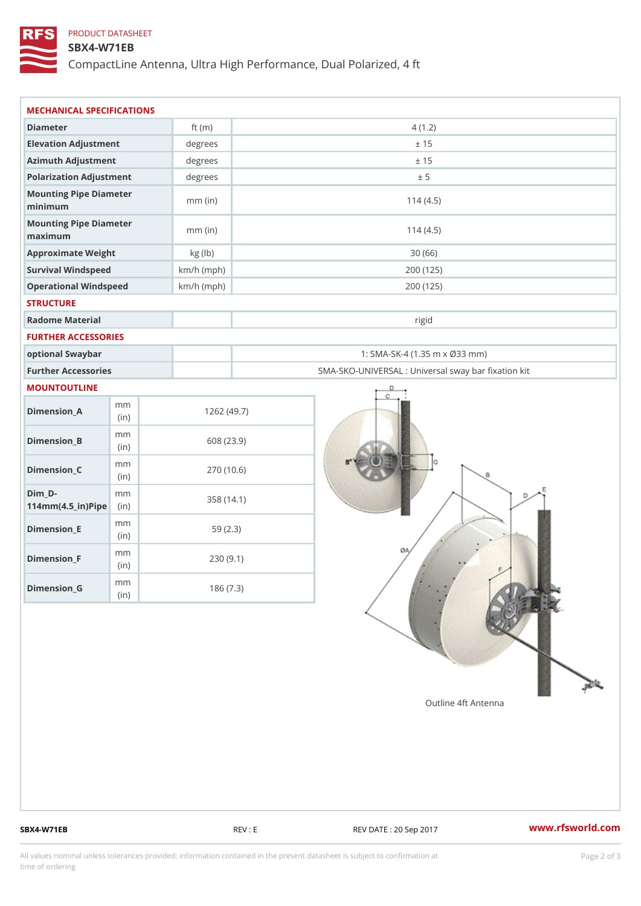PRODUCT DATASHEET

# SBX4-W71EB

CompactLine Antenna, Ultra High Performance, Dual Polarized, 4 ft

## MECHANICAL SPECIFICATIONS

| | | |
|---|---|---|
| Diameter | ft (m) | 4 (1.2) |
| Elevation Adjustment | degrees | ± 15 |
| Azimuth Adjustment | degrees | ± 15 |
| Polarization Adjustment | degrees | ± 5 |
| Mounting Pipe Diameter minimum | mm (in) | 114 (4.5) |
| Mounting Pipe Diameter maximum | mm (in) | 114 (4.5) |
| Approximate Weight | kg (lb) | 30 (66) |
| Survival Windspeed | km/h (mph) | 200 (125) |
| Operational Windspeed | km/h (mph) | 200 (125) |

## STRUCTURE

| | | |
|---|---|---|
| Radome Material | | rigid |

## FURTHER ACCESSORIES

| | | |
|---|---|---|
| optional Swaybar | | 1: SMA-SK-4 (1.35 m x Ø33 mm) |
| Further Accessories | | SMA-SKO-UNIVERSAL : Universal sway bar fixation kit |

## MOUNTOUTLINE

| | | |
|---|---|---|
| Dimension_A | mm (in) | 1262 (49.7) |
| Dimension_B | mm (in) | 608 (23.9) |
| Dimension_C | mm (in) | 270 (10.6) |
| Dim_D-114mm(4.5_in)Pipe | mm (in) | 358 (14.1) |
| Dimension_E | mm (in) | 59 (2.3) |
| Dimension_F | mm (in) | 230 (9.1) |
| Dimension_G | mm (in) | 186 (7.3) |

Outline 4ft Antenna

SBX4-W71EB REV : E REV DATE : 20 Sep 2017 www.rfsworld.com

All values nominal unless tolerances provided; information contained in the present datasheet is subject to confirmation at time of ordering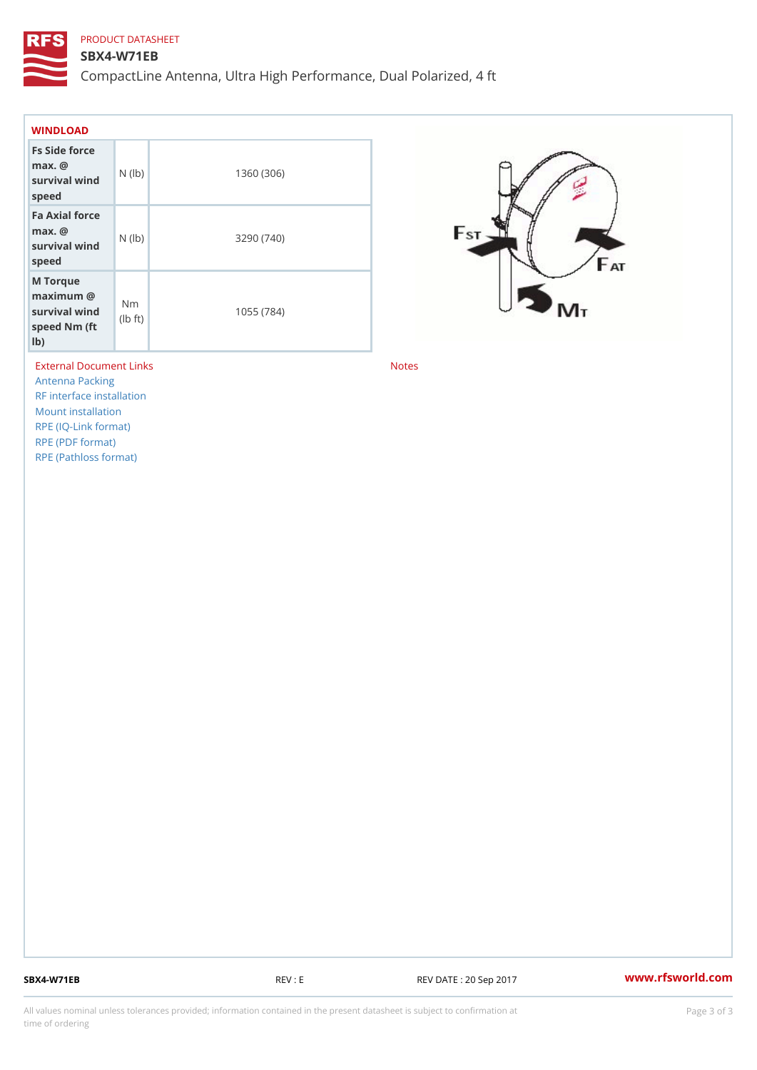PRODUCT DATASHEET

# SBX4-W71EB

CompactLine Antenna, Ultra High Performance, Dual Polarized, 4 ft

## WINDLOAD

| | | |
|---|---|---|
| Fs Side force max. @ survival wind speed | N (lb) | 1360 (306) |
| Fa Axial force max. @ survival wind speed | N (lb) | 3290 (740) |
| M Torque maximum @ survival wind speed Nm (ft lb) | Nm (lb ft) | 1055 (784) |

FST

FAT

MT

External Document Links

- Antenna Packing
- RF interface installation
- Mount installation
- RPE (IQ-Link format)
- RPE (PDF format)
- RPE (Pathloss format)

Notes

SBX4-W71EB REV : E REV DATE : 20 Sep 2017 www.rfsworld.com

All values nominal unless tolerances provided; information contained in the present datasheet is subject to confirmation at time of ordering